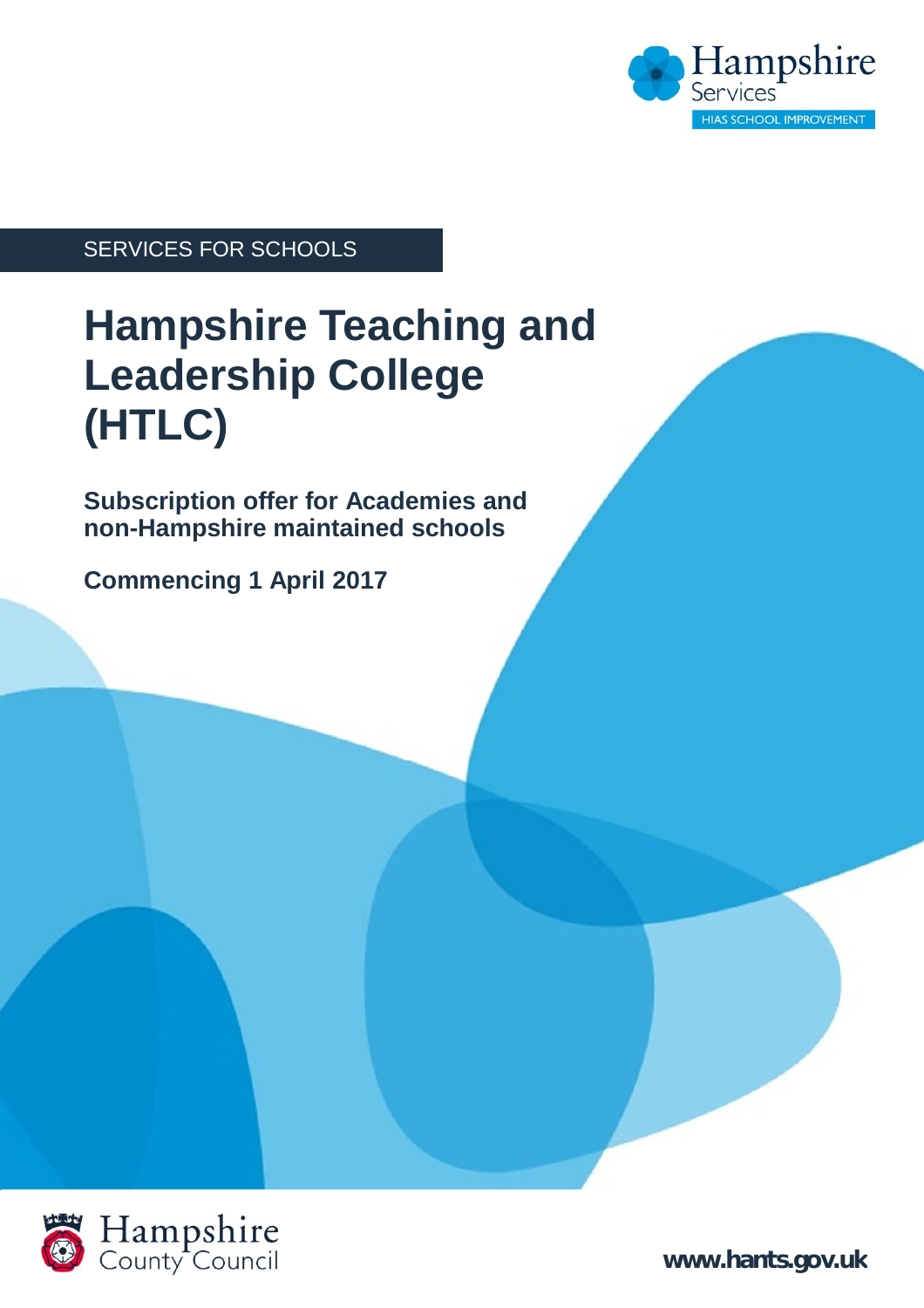Hampshire Services
HIAS SCHOOL IMPROVEMENT

SERVICES FOR SCHOOLS

# Hampshire Teaching and Leadership College (HTLC)

**Subscription offer for Academies and non-Hampshire maintained schools**

**Commencing 1 April 2017**

Hampshire County Council

**www.hants.gov.uk**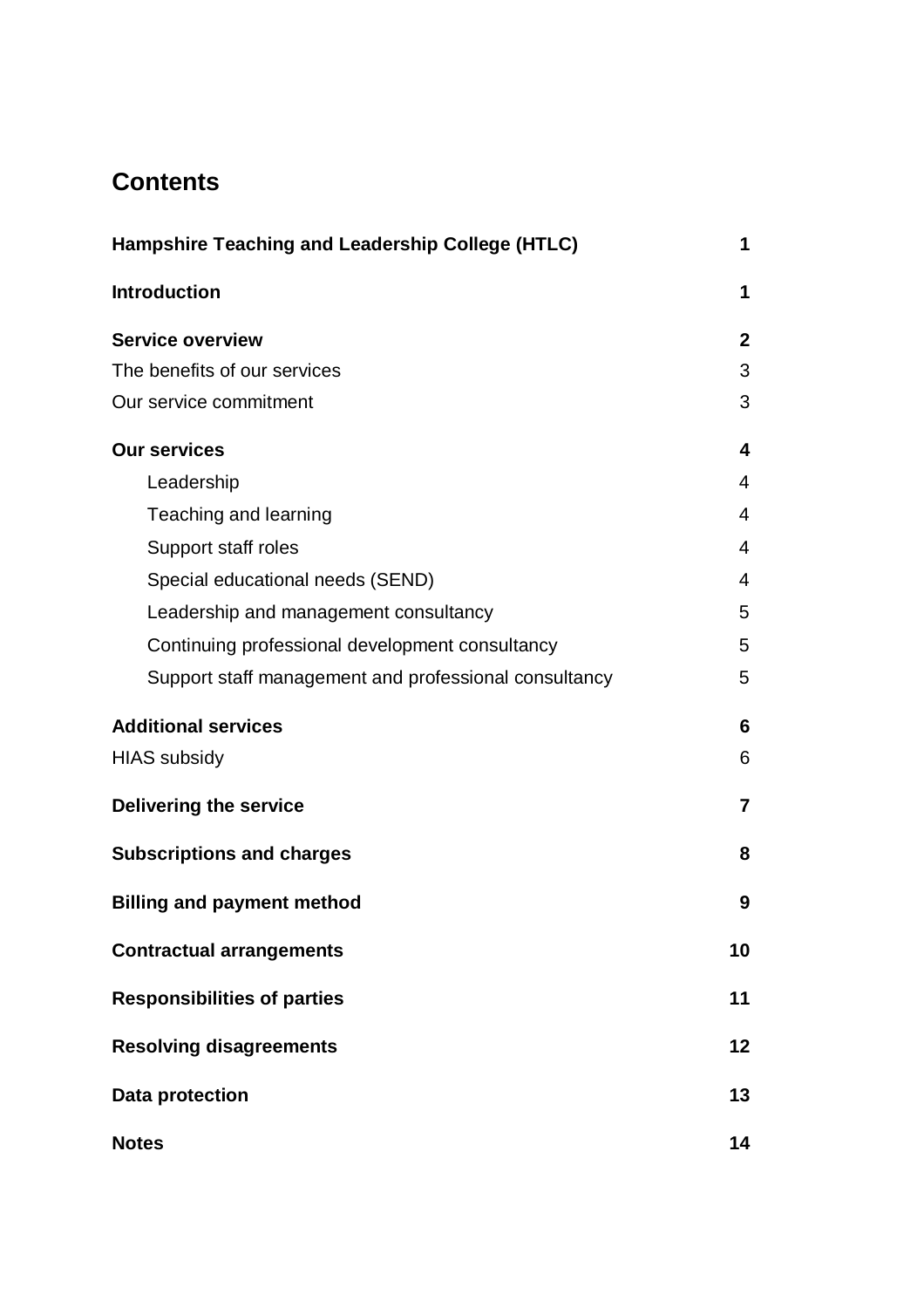## Contents

| | |
|---|---|
| **Hampshire Teaching and Leadership College (HTLC)** | **1** |
| **Introduction** | **1** |
| **Service overview** | **2** |
| The benefits of our services | 3 |
| Our service commitment | 3 |
| **Our services** | **4** |
| Leadership | 4 |
| Teaching and learning | 4 |
| Support staff roles | 4 |
| Special educational needs (SEND) | 4 |
| Leadership and management consultancy | 5 |
| Continuing professional development consultancy | 5 |
| Support staff management and professional consultancy | 5 |
| **Additional services** | **6** |
| HIAS subsidy | 6 |
| **Delivering the service** | **7** |
| **Subscriptions and charges** | **8** |
| **Billing and payment method** | **9** |
| **Contractual arrangements** | **10** |
| **Responsibilities of parties** | **11** |
| **Resolving disagreements** | **12** |
| **Data protection** | **13** |
| **Notes** | **14** |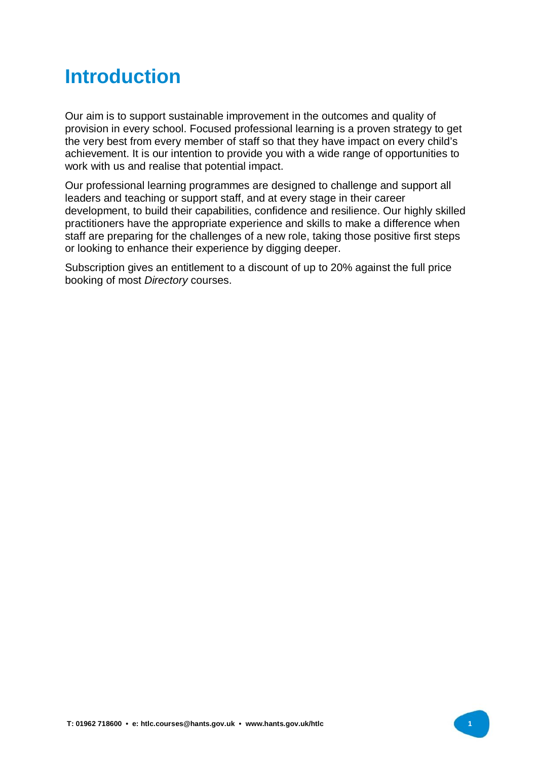# Introduction

Our aim is to support sustainable improvement in the outcomes and quality of provision in every school. Focused professional learning is a proven strategy to get the very best from every member of staff so that they have impact on every child's achievement. It is our intention to provide you with a wide range of opportunities to work with us and realise that potential impact.

Our professional learning programmes are designed to challenge and support all leaders and teaching or support staff, and at every stage in their career development, to build their capabilities, confidence and resilience. Our highly skilled practitioners have the appropriate experience and skills to make a difference when staff are preparing for the challenges of a new role, taking those positive first steps or looking to enhance their experience by digging deeper.

Subscription gives an entitlement to a discount of up to 20% against the full price booking of most *Directory* courses.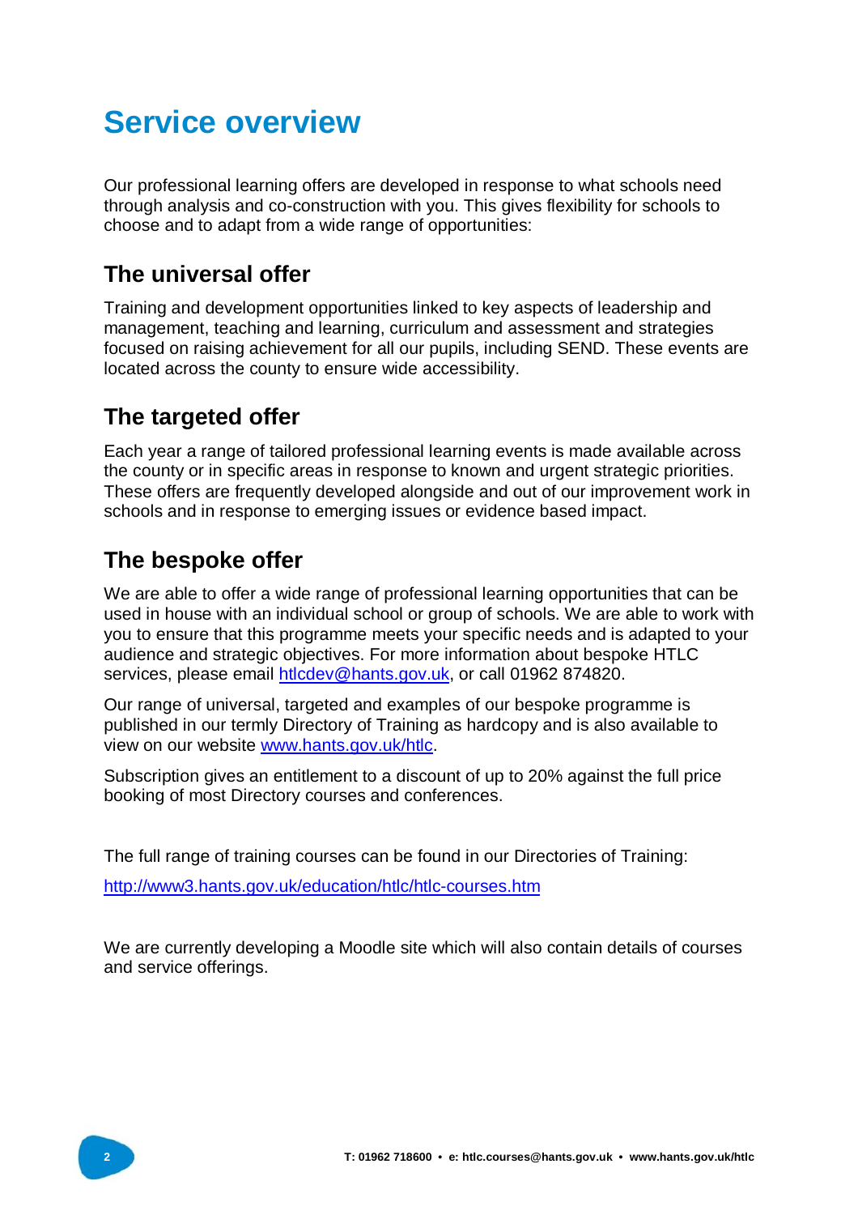# Service overview

Our professional learning offers are developed in response to what schools need through analysis and co-construction with you. This gives flexibility for schools to choose and to adapt from a wide range of opportunities:

## The universal offer

Training and development opportunities linked to key aspects of leadership and management, teaching and learning, curriculum and assessment and strategies focused on raising achievement for all our pupils, including SEND. These events are located across the county to ensure wide accessibility.

## The targeted offer

Each year a range of tailored professional learning events is made available across the county or in specific areas in response to known and urgent strategic priorities. These offers are frequently developed alongside and out of our improvement work in schools and in response to emerging issues or evidence based impact.

## The bespoke offer

We are able to offer a wide range of professional learning opportunities that can be used in house with an individual school or group of schools. We are able to work with you to ensure that this programme meets your specific needs and is adapted to your audience and strategic objectives. For more information about bespoke HTLC services, please email [htlcdev@hants.gov.uk](mailto:htlcdev@hants.gov.uk), or call 01962 874820.

Our range of universal, targeted and examples of our bespoke programme is published in our termly Directory of Training as hardcopy and is also available to view on our website [www.hants.gov.uk/htlc](http://www.hants.gov.uk/htlc).

Subscription gives an entitlement to a discount of up to 20% against the full price booking of most Directory courses and conferences.

The full range of training courses can be found in our Directories of Training:

[http://www3.hants.gov.uk/education/htlc/htlc-courses.htm](http://www3.hants.gov.uk/education/htlc/htlc-courses.htm)

We are currently developing a Moodle site which will also contain details of courses and service offerings.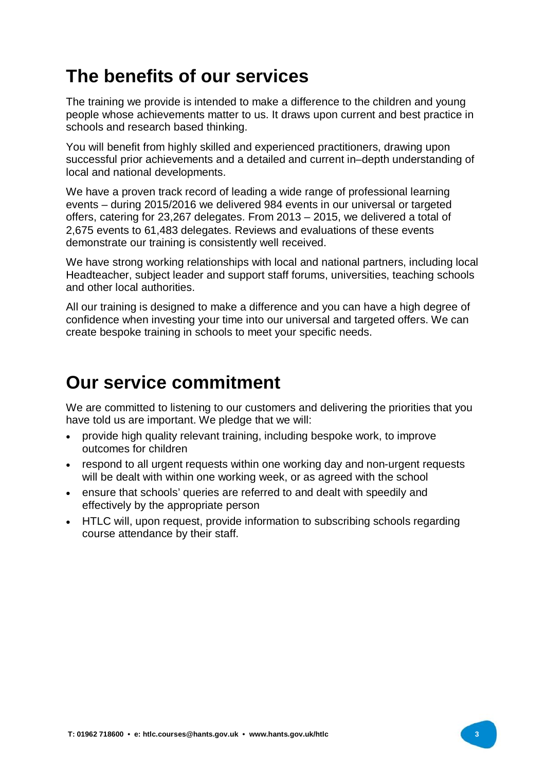## The benefits of our services

The training we provide is intended to make a difference to the children and young people whose achievements matter to us. It draws upon current and best practice in schools and research based thinking.

You will benefit from highly skilled and experienced practitioners, drawing upon successful prior achievements and a detailed and current in–depth understanding of local and national developments.

We have a proven track record of leading a wide range of professional learning events – during 2015/2016 we delivered 984 events in our universal or targeted offers, catering for 23,267 delegates. From 2013 – 2015, we delivered a total of 2,675 events to 61,483 delegates. Reviews and evaluations of these events demonstrate our training is consistently well received.

We have strong working relationships with local and national partners, including local Headteacher, subject leader and support staff forums, universities, teaching schools and other local authorities.

All our training is designed to make a difference and you can have a high degree of confidence when investing your time into our universal and targeted offers. We can create bespoke training in schools to meet your specific needs.

## Our service commitment

We are committed to listening to our customers and delivering the priorities that you have told us are important. We pledge that we will:

- provide high quality relevant training, including bespoke work, to improve outcomes for children
- respond to all urgent requests within one working day and non-urgent requests will be dealt with within one working week, or as agreed with the school
- ensure that schools' queries are referred to and dealt with speedily and effectively by the appropriate person
- HTLC will, upon request, provide information to subscribing schools regarding course attendance by their staff.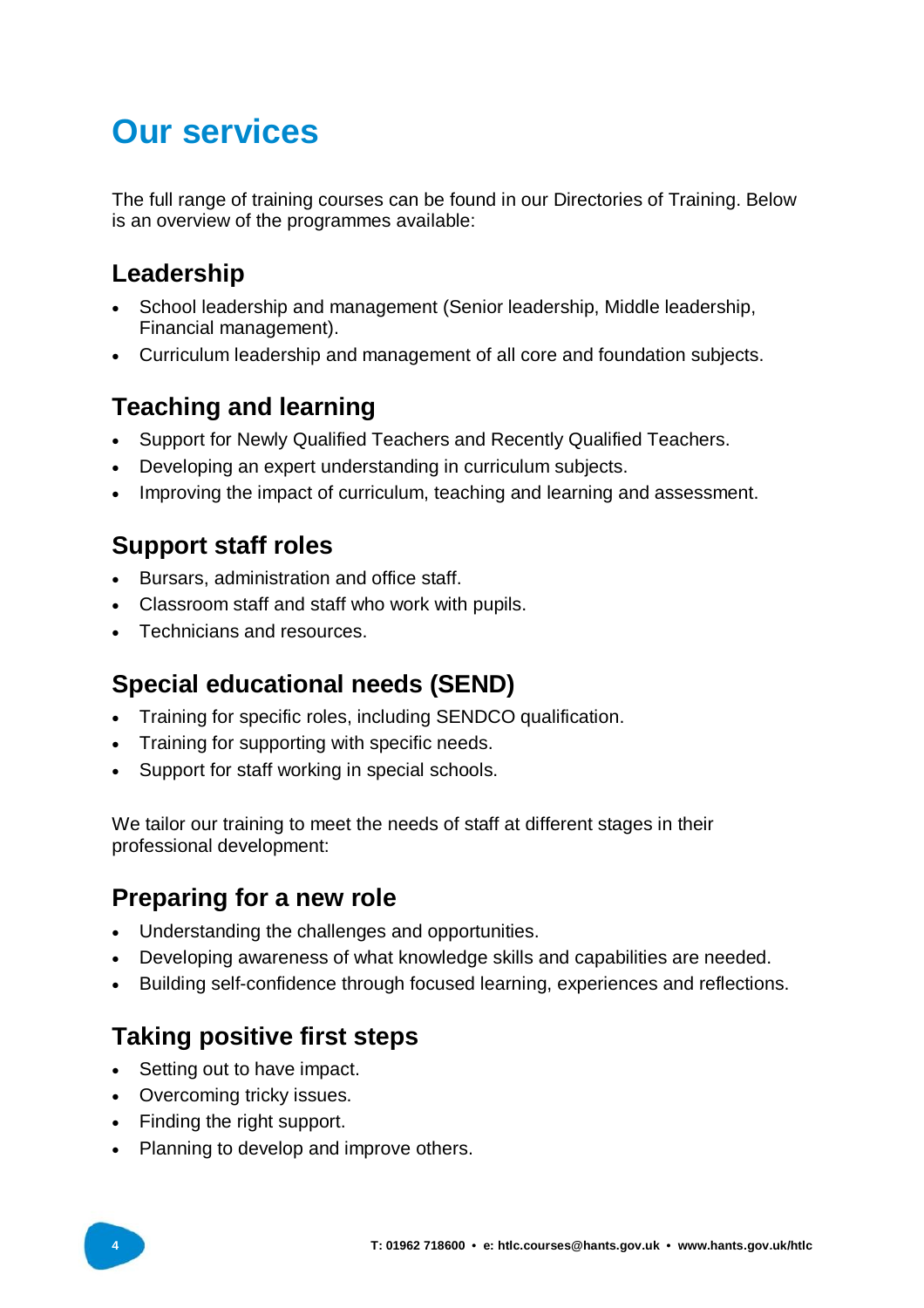# Our services

The full range of training courses can be found in our Directories of Training. Below is an overview of the programmes available:

## Leadership

- School leadership and management (Senior leadership, Middle leadership, Financial management).
- Curriculum leadership and management of all core and foundation subjects.

## Teaching and learning

- Support for Newly Qualified Teachers and Recently Qualified Teachers.
- Developing an expert understanding in curriculum subjects.
- Improving the impact of curriculum, teaching and learning and assessment.

## Support staff roles

- Bursars, administration and office staff.
- Classroom staff and staff who work with pupils.
- Technicians and resources.

## Special educational needs (SEND)

- Training for specific roles, including SENDCO qualification.
- Training for supporting with specific needs.
- Support for staff working in special schools.

We tailor our training to meet the needs of staff at different stages in their professional development:

## Preparing for a new role

- Understanding the challenges and opportunities.
- Developing awareness of what knowledge skills and capabilities are needed.
- Building self-confidence through focused learning, experiences and reflections.

## Taking positive first steps

- Setting out to have impact.
- Overcoming tricky issues.
- Finding the right support.
- Planning to develop and improve others.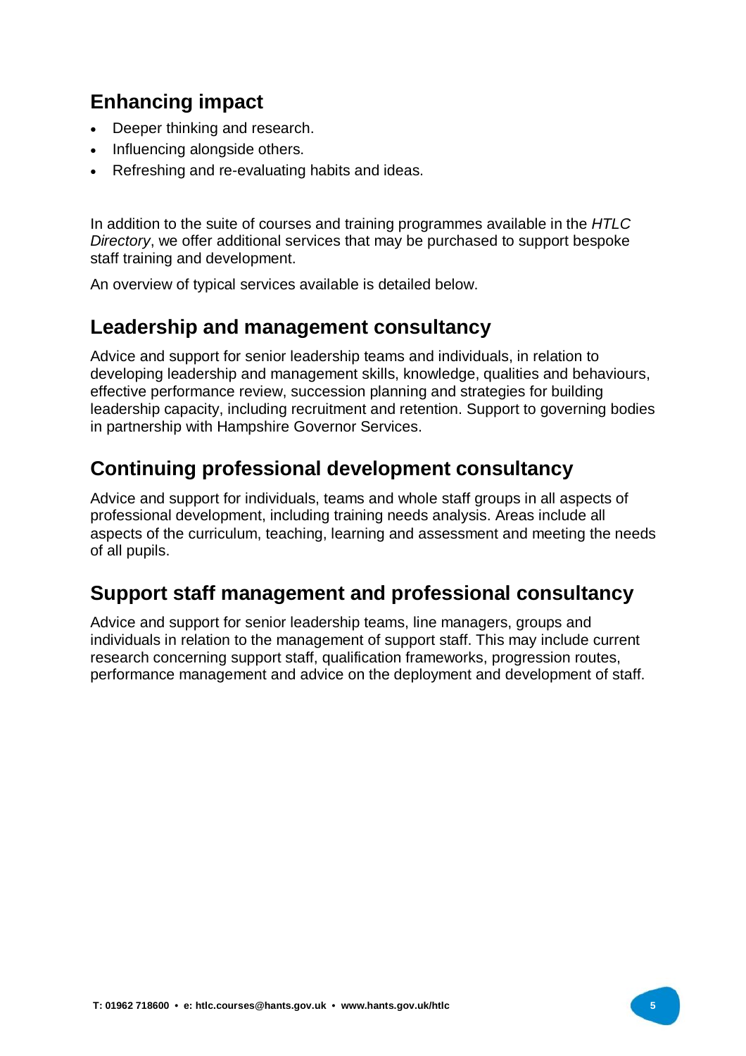## Enhancing impact

- Deeper thinking and research.
- Influencing alongside others.
- Refreshing and re-evaluating habits and ideas.

In addition to the suite of courses and training programmes available in the *HTLC Directory*, we offer additional services that may be purchased to support bespoke staff training and development.

An overview of typical services available is detailed below.

## Leadership and management consultancy

Advice and support for senior leadership teams and individuals, in relation to developing leadership and management skills, knowledge, qualities and behaviours, effective performance review, succession planning and strategies for building leadership capacity, including recruitment and retention. Support to governing bodies in partnership with Hampshire Governor Services.

## Continuing professional development consultancy

Advice and support for individuals, teams and whole staff groups in all aspects of professional development, including training needs analysis. Areas include all aspects of the curriculum, teaching, learning and assessment and meeting the needs of all pupils.

## Support staff management and professional consultancy

Advice and support for senior leadership teams, line managers, groups and individuals in relation to the management of support staff. This may include current research concerning support staff, qualification frameworks, progression routes, performance management and advice on the deployment and development of staff.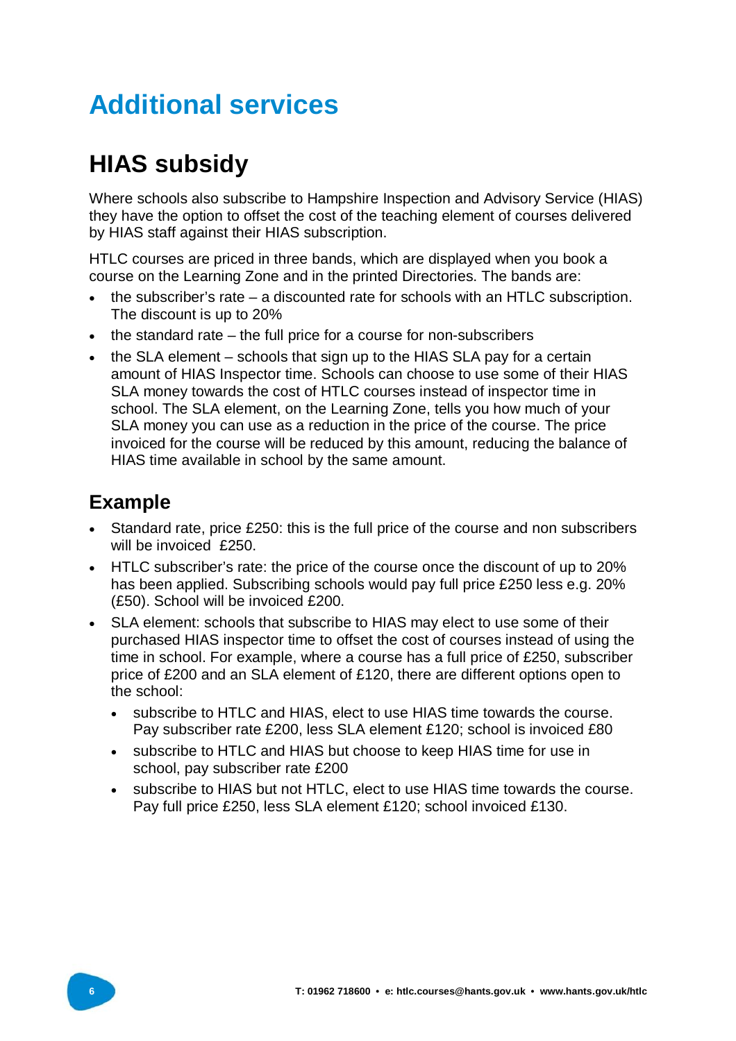# Additional services

## HIAS subsidy

Where schools also subscribe to Hampshire Inspection and Advisory Service (HIAS) they have the option to offset the cost of the teaching element of courses delivered by HIAS staff against their HIAS subscription.

HTLC courses are priced in three bands, which are displayed when you book a course on the Learning Zone and in the printed Directories. The bands are:

- the subscriber's rate – a discounted rate for schools with an HTLC subscription. The discount is up to 20%
- the standard rate – the full price for a course for non-subscribers
- the SLA element – schools that sign up to the HIAS SLA pay for a certain amount of HIAS Inspector time. Schools can choose to use some of their HIAS SLA money towards the cost of HTLC courses instead of inspector time in school. The SLA element, on the Learning Zone, tells you how much of your SLA money you can use as a reduction in the price of the course. The price invoiced for the course will be reduced by this amount, reducing the balance of HIAS time available in school by the same amount.

### Example

- Standard rate, price £250: this is the full price of the course and non subscribers will be invoiced £250.
- HTLC subscriber's rate: the price of the course once the discount of up to 20% has been applied. Subscribing schools would pay full price £250 less e.g. 20% (£50). School will be invoiced £200.
- SLA element: schools that subscribe to HIAS may elect to use some of their purchased HIAS inspector time to offset the cost of courses instead of using the time in school. For example, where a course has a full price of £250, subscriber price of £200 and an SLA element of £120, there are different options open to the school:
  - subscribe to HTLC and HIAS, elect to use HIAS time towards the course. Pay subscriber rate £200, less SLA element £120; school is invoiced £80
  - subscribe to HTLC and HIAS but choose to keep HIAS time for use in school, pay subscriber rate £200
  - subscribe to HIAS but not HTLC, elect to use HIAS time towards the course. Pay full price £250, less SLA element £120; school invoiced £130.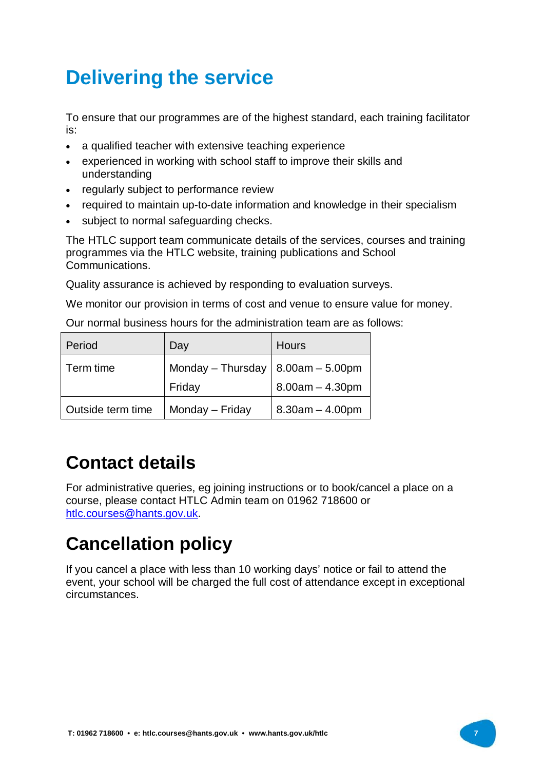# Delivering the service

To ensure that our programmes are of the highest standard, each training facilitator is:

- a qualified teacher with extensive teaching experience
- experienced in working with school staff to improve their skills and understanding
- regularly subject to performance review
- required to maintain up-to-date information and knowledge in their specialism
- subject to normal safeguarding checks.

The HTLC support team communicate details of the services, courses and training programmes via the HTLC website, training publications and School Communications.

Quality assurance is achieved by responding to evaluation surveys.

We monitor our provision in terms of cost and venue to ensure value for money.

Our normal business hours for the administration team are as follows:

| Period | Day | Hours |
|---|---|---|
| Term time | Monday – Thursday | 8.00am – 5.00pm |
| | Friday | 8.00am – 4.30pm |
| Outside term time | Monday – Friday | 8.30am – 4.00pm |

# Contact details

For administrative queries, eg joining instructions or to book/cancel a place on a course, please contact HTLC Admin team on 01962 718600 or htlc.courses@hants.gov.uk.

# Cancellation policy

If you cancel a place with less than 10 working days' notice or fail to attend the event, your school will be charged the full cost of attendance except in exceptional circumstances.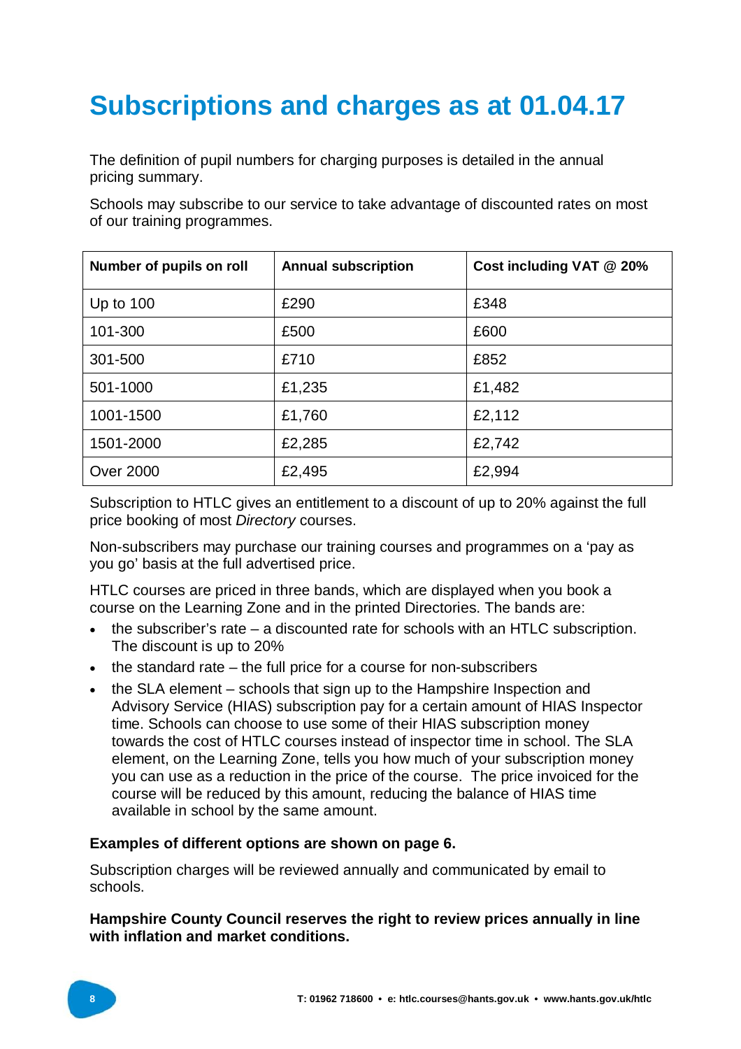# Subscriptions and charges as at 01.04.17

The definition of pupil numbers for charging purposes is detailed in the annual pricing summary.

Schools may subscribe to our service to take advantage of discounted rates on most of our training programmes.

| Number of pupils on roll | Annual subscription | Cost including VAT @ 20% |
|---|---|---|
| Up to 100 | £290 | £348 |
| 101-300 | £500 | £600 |
| 301-500 | £710 | £852 |
| 501-1000 | £1,235 | £1,482 |
| 1001-1500 | £1,760 | £2,112 |
| 1501-2000 | £2,285 | £2,742 |
| Over 2000 | £2,495 | £2,994 |

Subscription to HTLC gives an entitlement to a discount of up to 20% against the full price booking of most *Directory* courses.

Non-subscribers may purchase our training courses and programmes on a 'pay as you go' basis at the full advertised price.

HTLC courses are priced in three bands, which are displayed when you book a course on the Learning Zone and in the printed Directories. The bands are:

- the subscriber's rate – a discounted rate for schools with an HTLC subscription. The discount is up to 20%
- the standard rate – the full price for a course for non-subscribers
- the SLA element – schools that sign up to the Hampshire Inspection and Advisory Service (HIAS) subscription pay for a certain amount of HIAS Inspector time. Schools can choose to use some of their HIAS subscription money towards the cost of HTLC courses instead of inspector time in school. The SLA element, on the Learning Zone, tells you how much of your subscription money you can use as a reduction in the price of the course. The price invoiced for the course will be reduced by this amount, reducing the balance of HIAS time available in school by the same amount.

**Examples of different options are shown on page 6.**

Subscription charges will be reviewed annually and communicated by email to schools.

**Hampshire County Council reserves the right to review prices annually in line with inflation and market conditions.**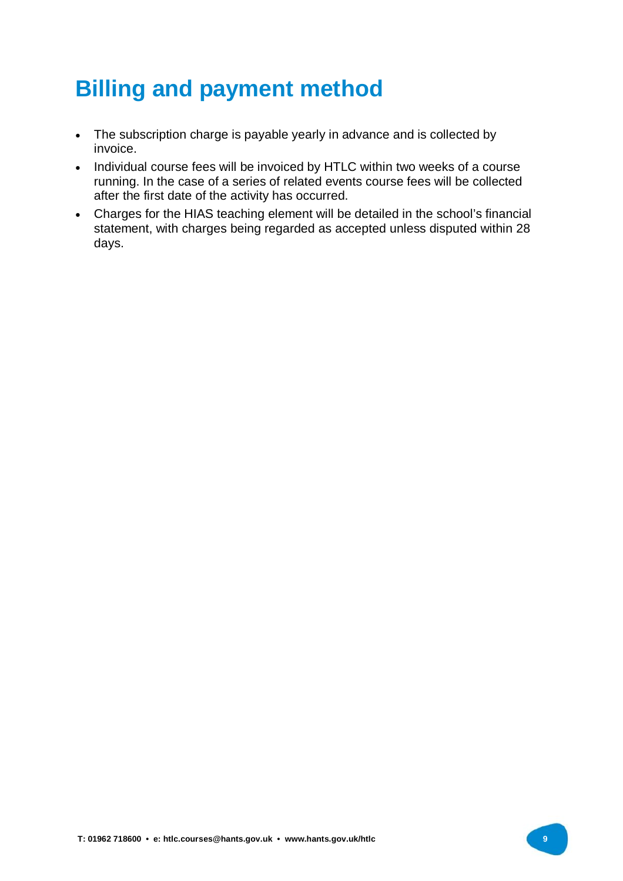# Billing and payment method

- The subscription charge is payable yearly in advance and is collected by invoice.
- Individual course fees will be invoiced by HTLC within two weeks of a course running. In the case of a series of related events course fees will be collected after the first date of the activity has occurred.
- Charges for the HIAS teaching element will be detailed in the school's financial statement, with charges being regarded as accepted unless disputed within 28 days.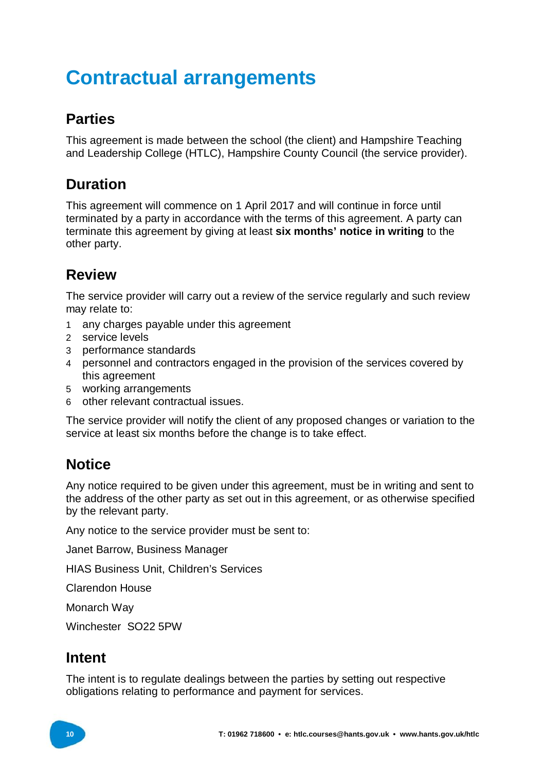# Contractual arrangements

## Parties

This agreement is made between the school (the client) and Hampshire Teaching and Leadership College (HTLC), Hampshire County Council (the service provider).

## Duration

This agreement will commence on 1 April 2017 and will continue in force until terminated by a party in accordance with the terms of this agreement. A party can terminate this agreement by giving at least **six months' notice in writing** to the other party.

## Review

The service provider will carry out a review of the service regularly and such review may relate to:

1. any charges payable under this agreement
2. service levels
3. performance standards
4. personnel and contractors engaged in the provision of the services covered by this agreement
5. working arrangements
6. other relevant contractual issues.

The service provider will notify the client of any proposed changes or variation to the service at least six months before the change is to take effect.

## Notice

Any notice required to be given under this agreement, must be in writing and sent to the address of the other party as set out in this agreement, or as otherwise specified by the relevant party.

Any notice to the service provider must be sent to:

Janet Barrow, Business Manager

HIAS Business Unit, Children's Services

Clarendon House

Monarch Way

Winchester SO22 5PW

## Intent

The intent is to regulate dealings between the parties by setting out respective obligations relating to performance and payment for services.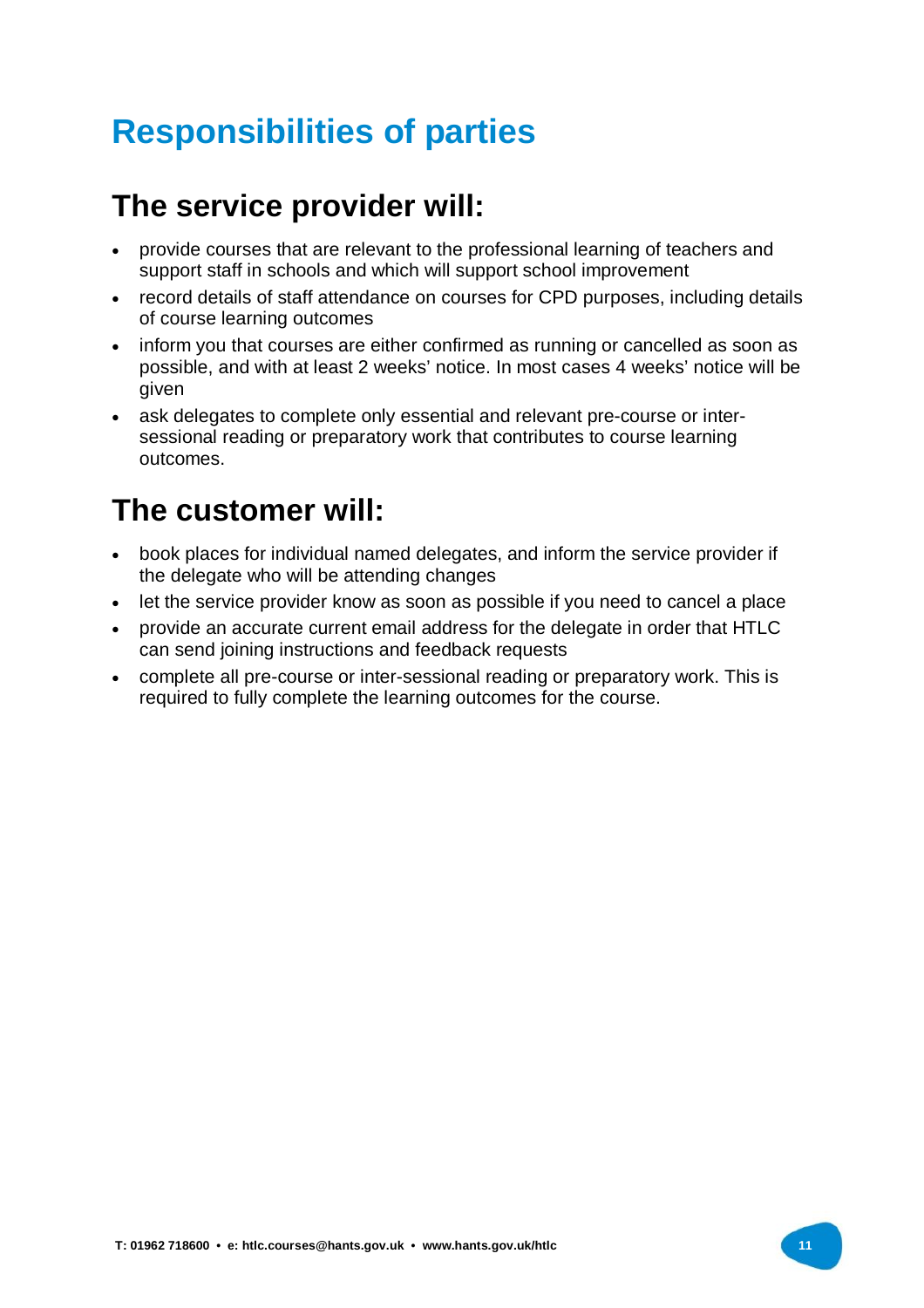# Responsibilities of parties

## The service provider will:

- provide courses that are relevant to the professional learning of teachers and support staff in schools and which will support school improvement
- record details of staff attendance on courses for CPD purposes, including details of course learning outcomes
- inform you that courses are either confirmed as running or cancelled as soon as possible, and with at least 2 weeks' notice. In most cases 4 weeks' notice will be given
- ask delegates to complete only essential and relevant pre-course or inter-sessional reading or preparatory work that contributes to course learning outcomes.

## The customer will:

- book places for individual named delegates, and inform the service provider if the delegate who will be attending changes
- let the service provider know as soon as possible if you need to cancel a place
- provide an accurate current email address for the delegate in order that HTLC can send joining instructions and feedback requests
- complete all pre-course or inter-sessional reading or preparatory work. This is required to fully complete the learning outcomes for the course.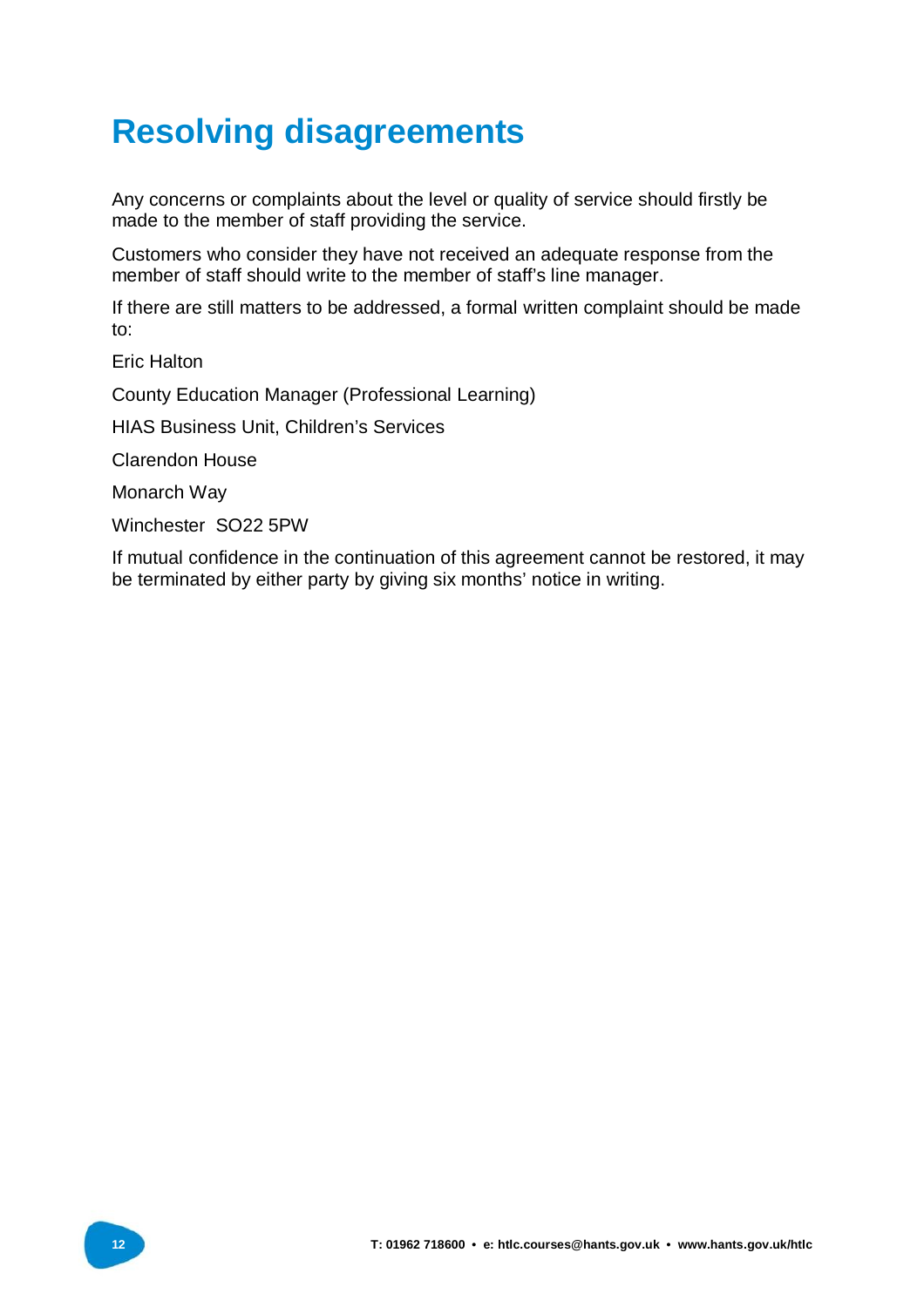# Resolving disagreements

Any concerns or complaints about the level or quality of service should firstly be made to the member of staff providing the service.

Customers who consider they have not received an adequate response from the member of staff should write to the member of staff's line manager.

If there are still matters to be addressed, a formal written complaint should be made to:

Eric Halton

County Education Manager (Professional Learning)

HIAS Business Unit, Children's Services

Clarendon House

Monarch Way

Winchester  SO22 5PW

If mutual confidence in the continuation of this agreement cannot be restored, it may be terminated by either party by giving six months' notice in writing.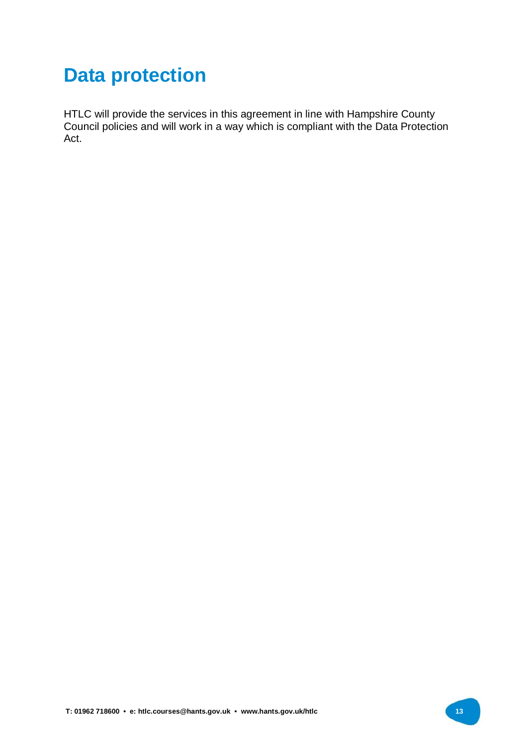# Data protection

HTLC will provide the services in this agreement in line with Hampshire County Council policies and will work in a way which is compliant with the Data Protection Act.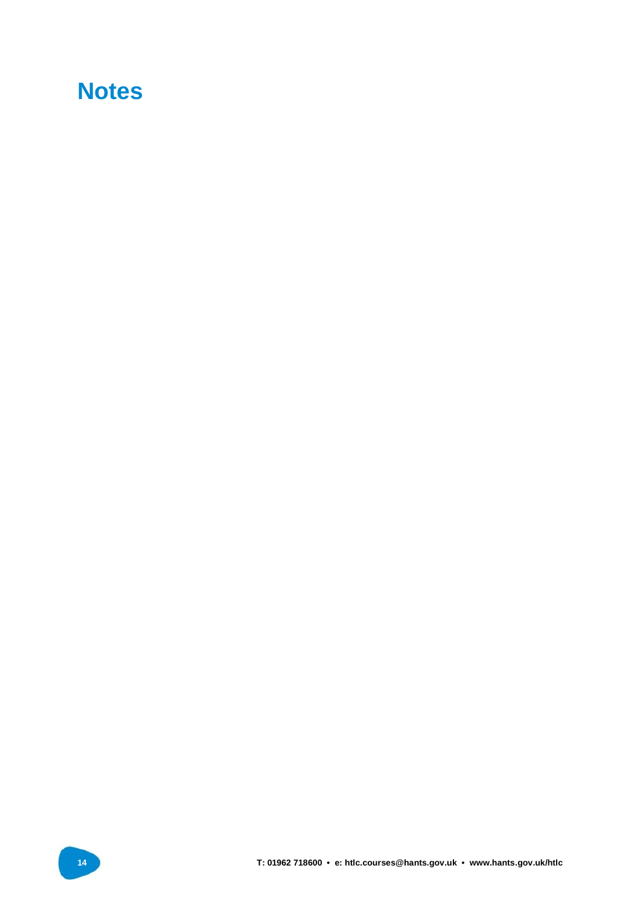# Notes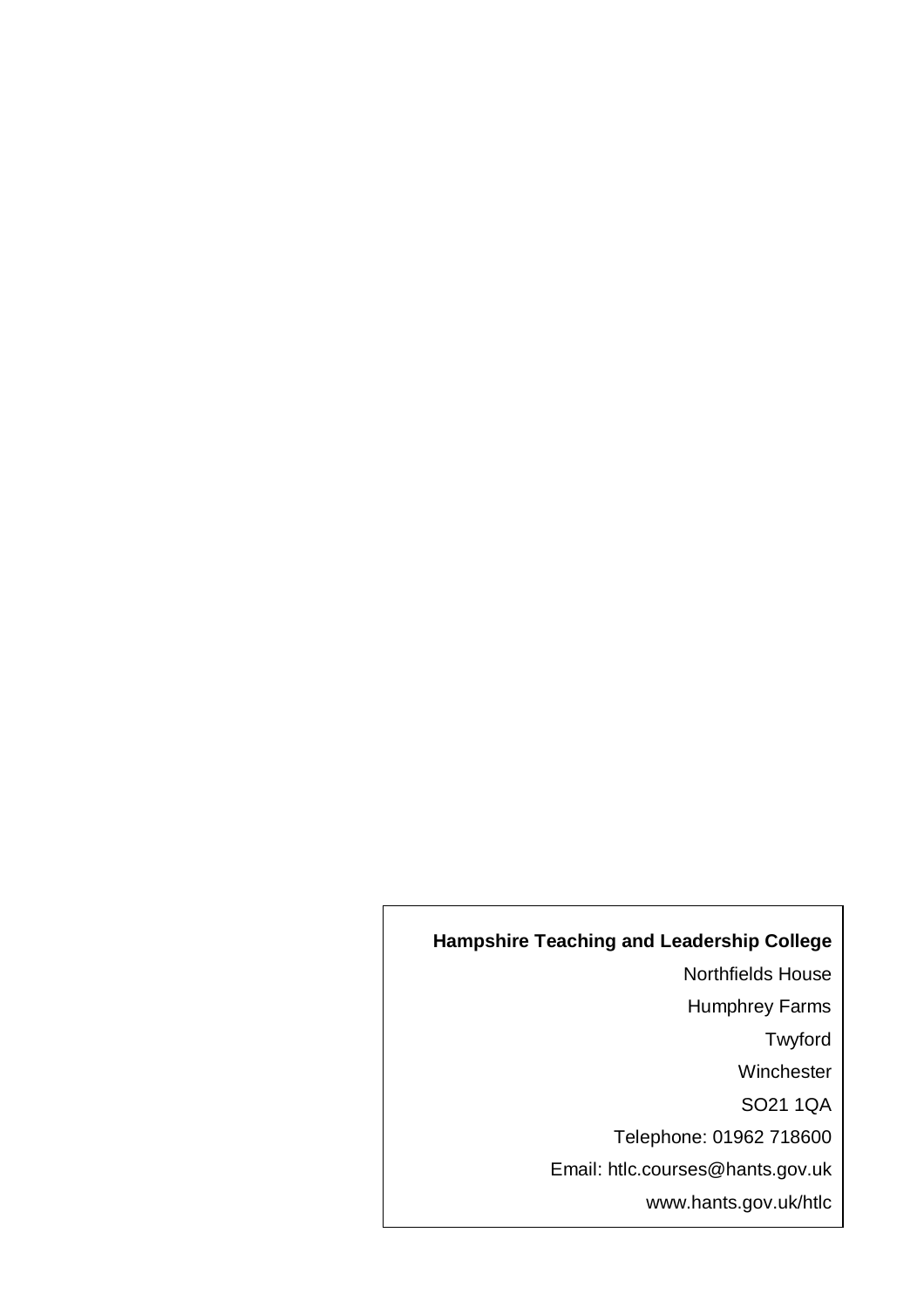**Hampshire Teaching and Leadership College**

Northfields House

Humphrey Farms

Twyford

Winchester

SO21 1QA

Telephone: 01962 718600

Email: htlc.courses@hants.gov.uk

www.hants.gov.uk/htlc